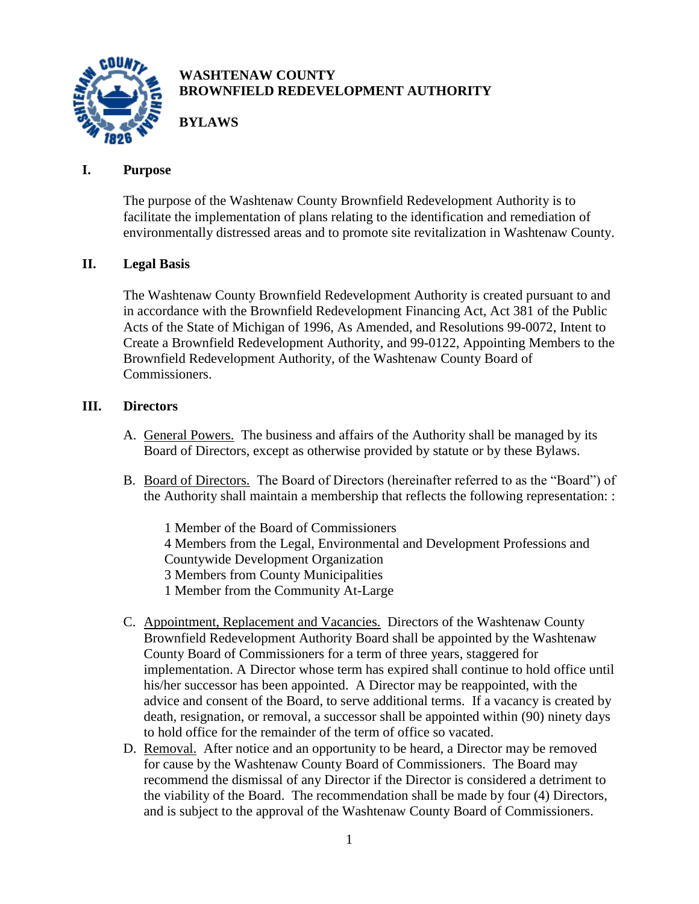# WASHTENAW COUNTY
# BROWNFIELD REDEVELOPMENT AUTHORITY

## BYLAWS

## I. Purpose

The purpose of the Washtenaw County Brownfield Redevelopment Authority is to facilitate the implementation of plans relating to the identification and remediation of environmentally distressed areas and to promote site revitalization in Washtenaw County.

## II. Legal Basis

The Washtenaw County Brownfield Redevelopment Authority is created pursuant to and in accordance with the Brownfield Redevelopment Financing Act, Act 381 of the Public Acts of the State of Michigan of 1996, As Amended, and Resolutions 99-0072, Intent to Create a Brownfield Redevelopment Authority, and 99-0122, Appointing Members to the Brownfield Redevelopment Authority, of the Washtenaw County Board of Commissioners.

## III. Directors

A. General Powers. The business and affairs of the Authority shall be managed by its Board of Directors, except as otherwise provided by statute or by these Bylaws.

B. Board of Directors. The Board of Directors (hereinafter referred to as the "Board") of the Authority shall maintain a membership that reflects the following representation: :

   1 Member of the Board of Commissioners
   4 Members from the Legal, Environmental and Development Professions and Countywide Development Organization
   3 Members from County Municipalities
   1 Member from the Community At-Large

C. Appointment, Replacement and Vacancies. Directors of the Washtenaw County Brownfield Redevelopment Authority Board shall be appointed by the Washtenaw County Board of Commissioners for a term of three years, staggered for implementation. A Director whose term has expired shall continue to hold office until his/her successor has been appointed. A Director may be reappointed, with the advice and consent of the Board, to serve additional terms. If a vacancy is created by death, resignation, or removal, a successor shall be appointed within (90) ninety days to hold office for the remainder of the term of office so vacated.

D. Removal. After notice and an opportunity to be heard, a Director may be removed for cause by the Washtenaw County Board of Commissioners. The Board may recommend the dismissal of any Director if the Director is considered a detriment to the viability of the Board. The recommendation shall be made by four (4) Directors, and is subject to the approval of the Washtenaw County Board of Commissioners.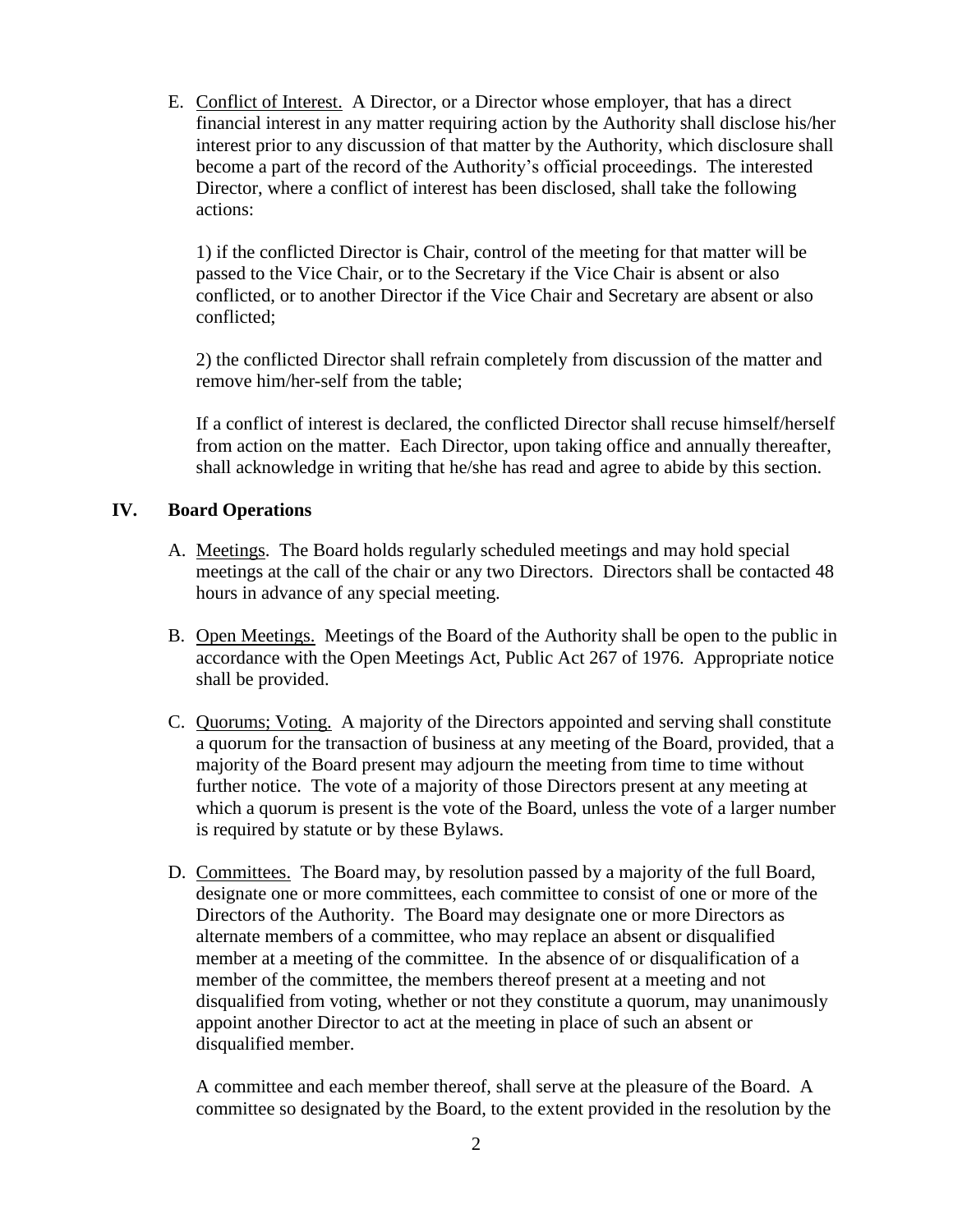E. Conflict of Interest. A Director, or a Director whose employer, that has a direct financial interest in any matter requiring action by the Authority shall disclose his/her interest prior to any discussion of that matter by the Authority, which disclosure shall become a part of the record of the Authority's official proceedings. The interested Director, where a conflict of interest has been disclosed, shall take the following actions:

1) if the conflicted Director is Chair, control of the meeting for that matter will be passed to the Vice Chair, or to the Secretary if the Vice Chair is absent or also conflicted, or to another Director if the Vice Chair and Secretary are absent or also conflicted;

2) the conflicted Director shall refrain completely from discussion of the matter and remove him/her-self from the table;

If a conflict of interest is declared, the conflicted Director shall recuse himself/herself from action on the matter. Each Director, upon taking office and annually thereafter, shall acknowledge in writing that he/she has read and agree to abide by this section.

## IV. Board Operations

A. Meetings. The Board holds regularly scheduled meetings and may hold special meetings at the call of the chair or any two Directors. Directors shall be contacted 48 hours in advance of any special meeting.

B. Open Meetings. Meetings of the Board of the Authority shall be open to the public in accordance with the Open Meetings Act, Public Act 267 of 1976. Appropriate notice shall be provided.

C. Quorums; Voting. A majority of the Directors appointed and serving shall constitute a quorum for the transaction of business at any meeting of the Board, provided, that a majority of the Board present may adjourn the meeting from time to time without further notice. The vote of a majority of those Directors present at any meeting at which a quorum is present is the vote of the Board, unless the vote of a larger number is required by statute or by these Bylaws.

D. Committees. The Board may, by resolution passed by a majority of the full Board, designate one or more committees, each committee to consist of one or more of the Directors of the Authority. The Board may designate one or more Directors as alternate members of a committee, who may replace an absent or disqualified member at a meeting of the committee. In the absence of or disqualification of a member of the committee, the members thereof present at a meeting and not disqualified from voting, whether or not they constitute a quorum, may unanimously appoint another Director to act at the meeting in place of such an absent or disqualified member.

A committee and each member thereof, shall serve at the pleasure of the Board. A committee so designated by the Board, to the extent provided in the resolution by the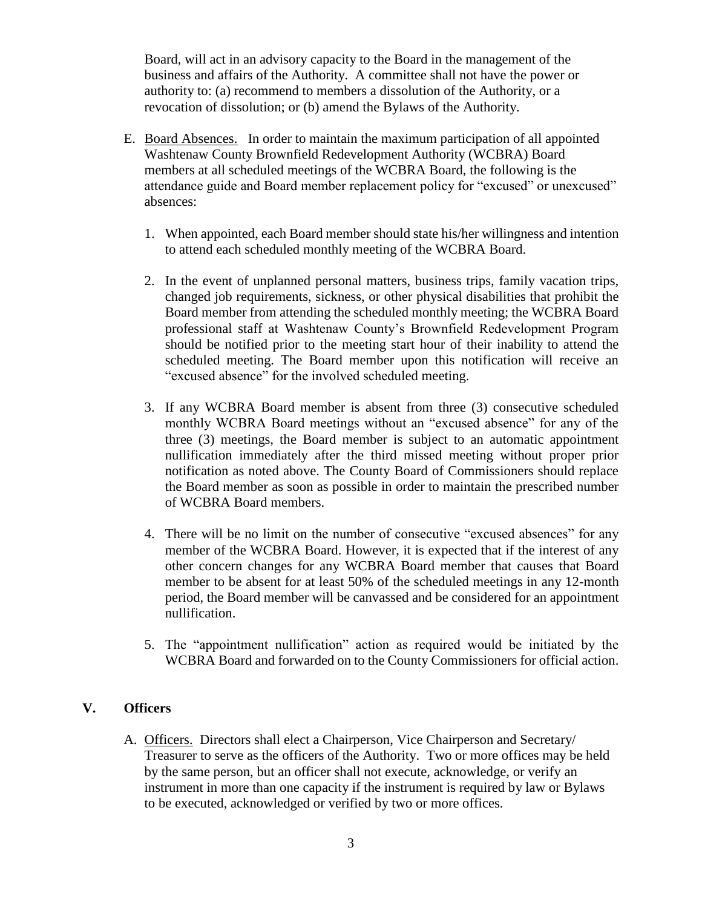Board, will act in an advisory capacity to the Board in the management of the business and affairs of the Authority. A committee shall not have the power or authority to: (a) recommend to members a dissolution of the Authority, or a revocation of dissolution; or (b) amend the Bylaws of the Authority.

E. Board Absences. In order to maintain the maximum participation of all appointed Washtenaw County Brownfield Redevelopment Authority (WCBRA) Board members at all scheduled meetings of the WCBRA Board, the following is the attendance guide and Board member replacement policy for "excused" or unexcused" absences:

   1. When appointed, each Board member should state his/her willingness and intention to attend each scheduled monthly meeting of the WCBRA Board.

   2. In the event of unplanned personal matters, business trips, family vacation trips, changed job requirements, sickness, or other physical disabilities that prohibit the Board member from attending the scheduled monthly meeting; the WCBRA Board professional staff at Washtenaw County's Brownfield Redevelopment Program should be notified prior to the meeting start hour of their inability to attend the scheduled meeting. The Board member upon this notification will receive an "excused absence" for the involved scheduled meeting.

   3. If any WCBRA Board member is absent from three (3) consecutive scheduled monthly WCBRA Board meetings without an "excused absence" for any of the three (3) meetings, the Board member is subject to an automatic appointment nullification immediately after the third missed meeting without proper prior notification as noted above. The County Board of Commissioners should replace the Board member as soon as possible in order to maintain the prescribed number of WCBRA Board members.

   4. There will be no limit on the number of consecutive "excused absences" for any member of the WCBRA Board. However, it is expected that if the interest of any other concern changes for any WCBRA Board member that causes that Board member to be absent for at least 50% of the scheduled meetings in any 12-month period, the Board member will be canvassed and be considered for an appointment nullification.

   5. The "appointment nullification" action as required would be initiated by the WCBRA Board and forwarded on to the County Commissioners for official action.

## V. Officers

A. Officers. Directors shall elect a Chairperson, Vice Chairperson and Secretary/ Treasurer to serve as the officers of the Authority. Two or more offices may be held by the same person, but an officer shall not execute, acknowledge, or verify an instrument in more than one capacity if the instrument is required by law or Bylaws to be executed, acknowledged or verified by two or more offices.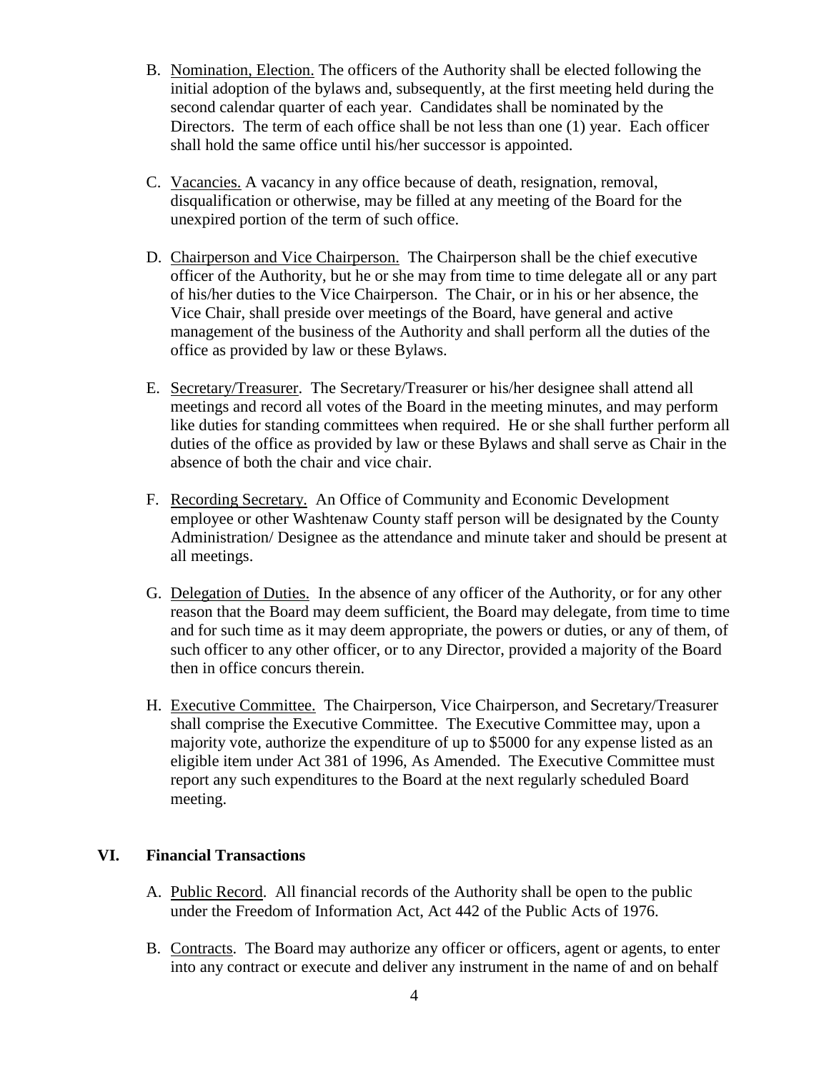B. Nomination, Election. The officers of the Authority shall be elected following the initial adoption of the bylaws and, subsequently, at the first meeting held during the second calendar quarter of each year. Candidates shall be nominated by the Directors. The term of each office shall be not less than one (1) year. Each officer shall hold the same office until his/her successor is appointed.

C. Vacancies. A vacancy in any office because of death, resignation, removal, disqualification or otherwise, may be filled at any meeting of the Board for the unexpired portion of the term of such office.

D. Chairperson and Vice Chairperson. The Chairperson shall be the chief executive officer of the Authority, but he or she may from time to time delegate all or any part of his/her duties to the Vice Chairperson. The Chair, or in his or her absence, the Vice Chair, shall preside over meetings of the Board, have general and active management of the business of the Authority and shall perform all the duties of the office as provided by law or these Bylaws.

E. Secretary/Treasurer. The Secretary/Treasurer or his/her designee shall attend all meetings and record all votes of the Board in the meeting minutes, and may perform like duties for standing committees when required. He or she shall further perform all duties of the office as provided by law or these Bylaws and shall serve as Chair in the absence of both the chair and vice chair.

F. Recording Secretary. An Office of Community and Economic Development employee or other Washtenaw County staff person will be designated by the County Administration/ Designee as the attendance and minute taker and should be present at all meetings.

G. Delegation of Duties. In the absence of any officer of the Authority, or for any other reason that the Board may deem sufficient, the Board may delegate, from time to time and for such time as it may deem appropriate, the powers or duties, or any of them, of such officer to any other officer, or to any Director, provided a majority of the Board then in office concurs therein.

H. Executive Committee. The Chairperson, Vice Chairperson, and Secretary/Treasurer shall comprise the Executive Committee. The Executive Committee may, upon a majority vote, authorize the expenditure of up to $5000 for any expense listed as an eligible item under Act 381 of 1996, As Amended. The Executive Committee must report any such expenditures to the Board at the next regularly scheduled Board meeting.

## VI. Financial Transactions

A. Public Record. All financial records of the Authority shall be open to the public under the Freedom of Information Act, Act 442 of the Public Acts of 1976.

B. Contracts. The Board may authorize any officer or officers, agent or agents, to enter into any contract or execute and deliver any instrument in the name of and on behalf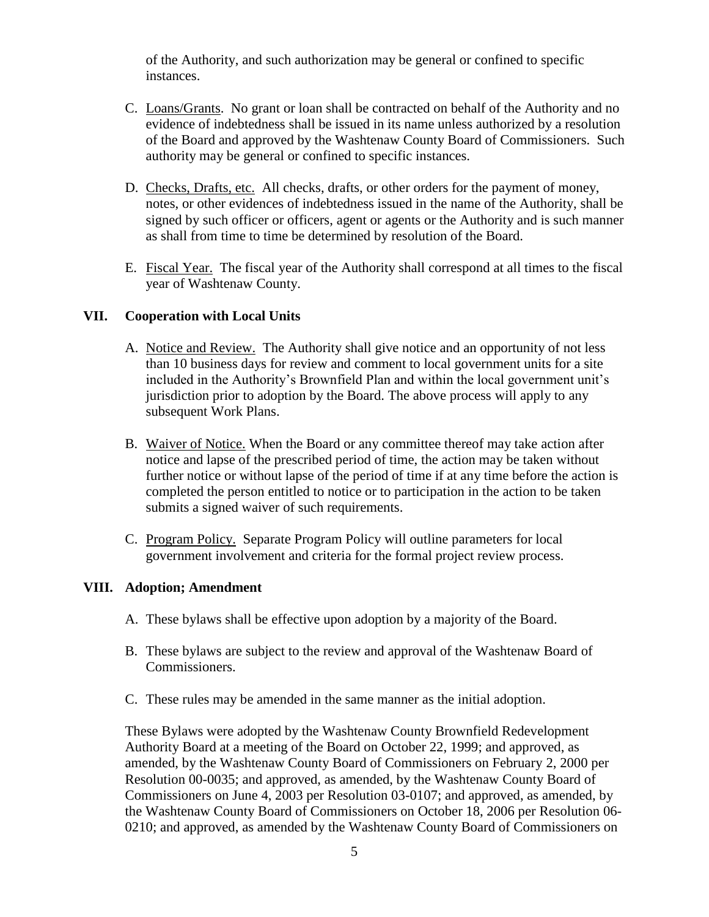of the Authority, and such authorization may be general or confined to specific instances.

C. Loans/Grants. No grant or loan shall be contracted on behalf of the Authority and no evidence of indebtedness shall be issued in its name unless authorized by a resolution of the Board and approved by the Washtenaw County Board of Commissioners. Such authority may be general or confined to specific instances.

D. Checks, Drafts, etc. All checks, drafts, or other orders for the payment of money, notes, or other evidences of indebtedness issued in the name of the Authority, shall be signed by such officer or officers, agent or agents or the Authority and is such manner as shall from time to time be determined by resolution of the Board.

E. Fiscal Year. The fiscal year of the Authority shall correspond at all times to the fiscal year of Washtenaw County.

## VII. Cooperation with Local Units

A. Notice and Review. The Authority shall give notice and an opportunity of not less than 10 business days for review and comment to local government units for a site included in the Authority's Brownfield Plan and within the local government unit's jurisdiction prior to adoption by the Board. The above process will apply to any subsequent Work Plans.

B. Waiver of Notice. When the Board or any committee thereof may take action after notice and lapse of the prescribed period of time, the action may be taken without further notice or without lapse of the period of time if at any time before the action is completed the person entitled to notice or to participation in the action to be taken submits a signed waiver of such requirements.

C. Program Policy. Separate Program Policy will outline parameters for local government involvement and criteria for the formal project review process.

## VIII. Adoption; Amendment

A. These bylaws shall be effective upon adoption by a majority of the Board.

B. These bylaws are subject to the review and approval of the Washtenaw Board of Commissioners.

C. These rules may be amended in the same manner as the initial adoption.

These Bylaws were adopted by the Washtenaw County Brownfield Redevelopment Authority Board at a meeting of the Board on October 22, 1999; and approved, as amended, by the Washtenaw County Board of Commissioners on February 2, 2000 per Resolution 00-0035; and approved, as amended, by the Washtenaw County Board of Commissioners on June 4, 2003 per Resolution 03-0107; and approved, as amended, by the Washtenaw County Board of Commissioners on October 18, 2006 per Resolution 06-0210; and approved, as amended by the Washtenaw County Board of Commissioners on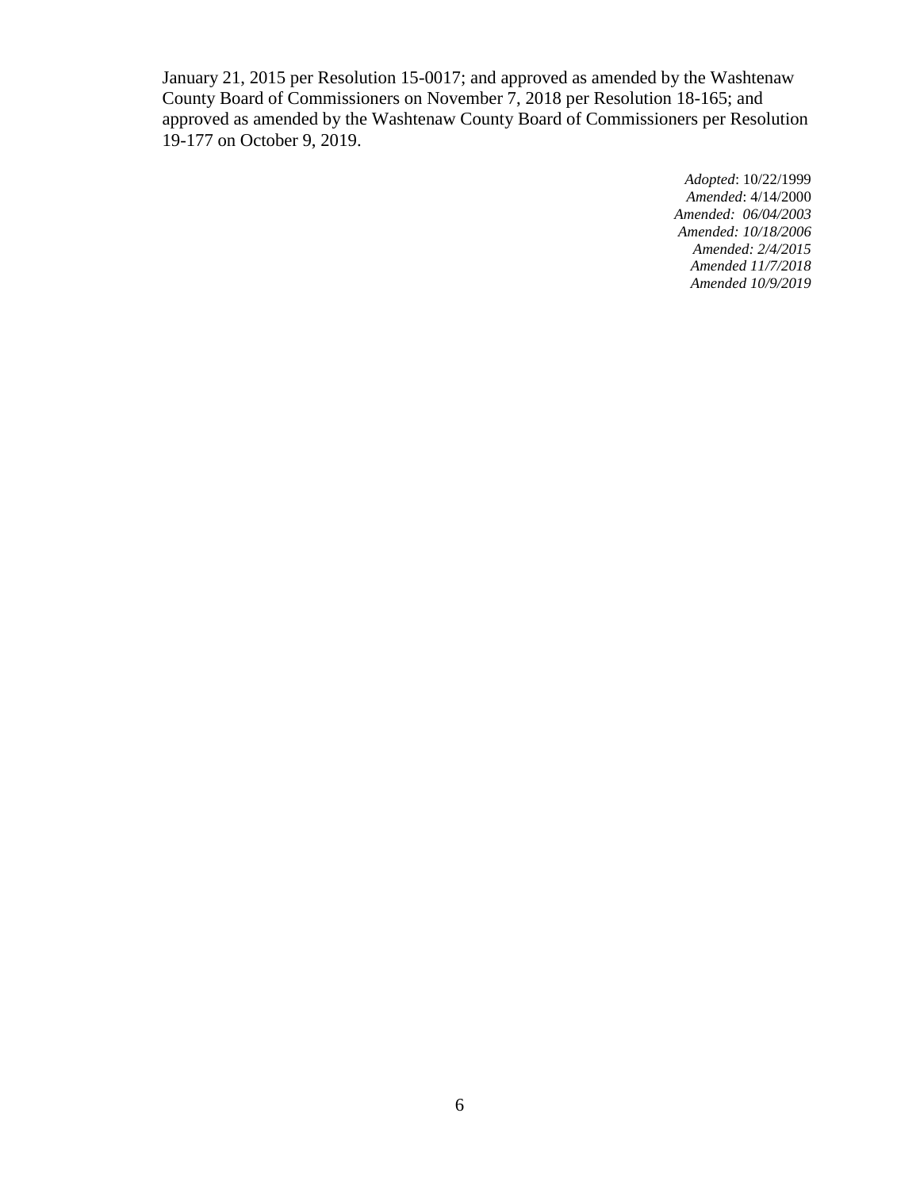January 21, 2015 per Resolution 15-0017; and approved as amended by the Washtenaw County Board of Commissioners on November 7, 2018 per Resolution 18-165; and approved as amended by the Washtenaw County Board of Commissioners per Resolution 19-177 on October 9, 2019.

*Adopted*: 10/22/1999
*Amended*: 4/14/2000
*Amended: 06/04/2003*
*Amended: 10/18/2006*
*Amended: 2/4/2015*
*Amended 11/7/2018*
*Amended 10/9/2019*